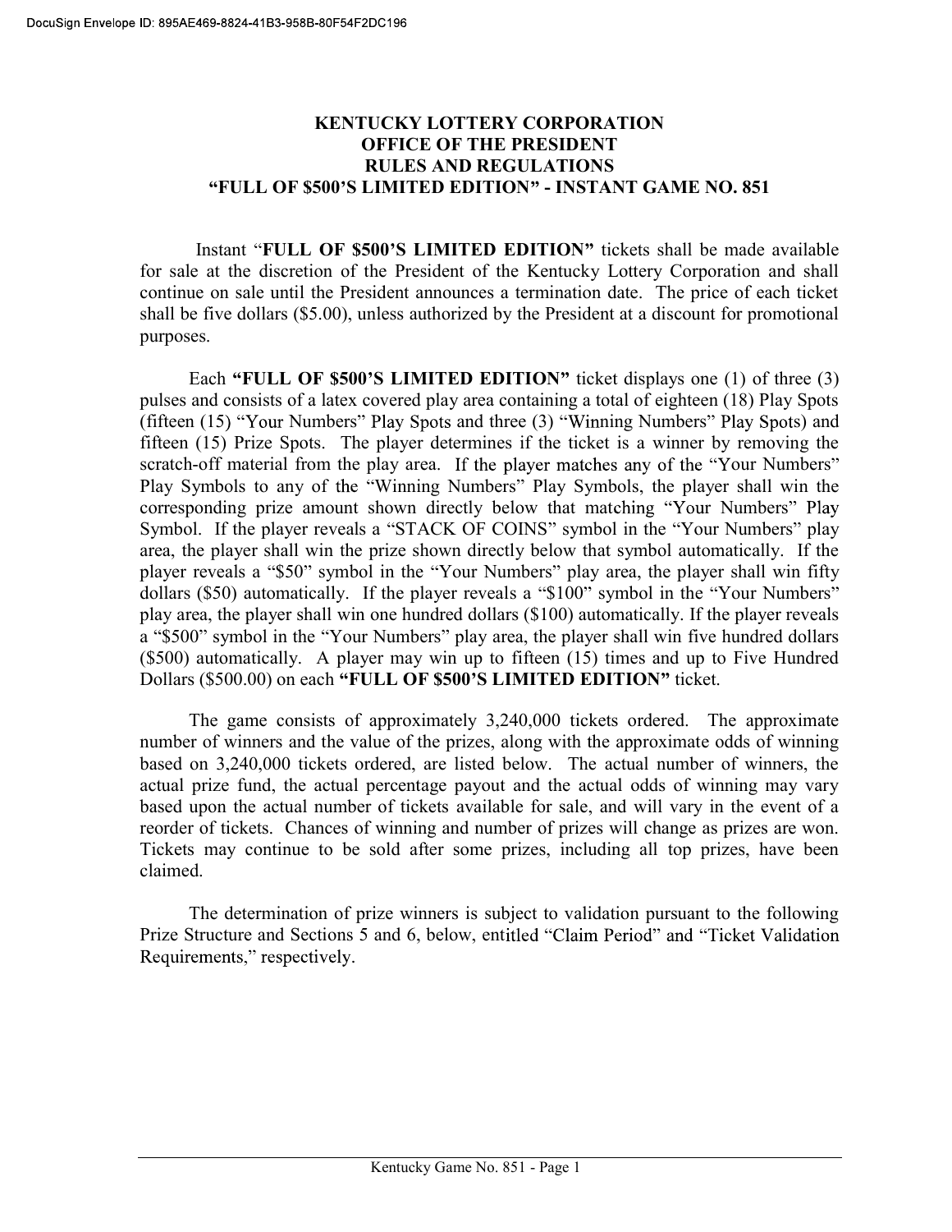# KENTUCKY LOTTERY CORPORATION
# OFFICE OF THE PRESIDENT
# RULES AND REGULATIONS
# "FULL OF $500'S LIMITED EDITION" - INSTANT GAME NO. 851

Instant "**FULL OF $500'S LIMITED EDITION"** tickets shall be made available for sale at the discretion of the President of the Kentucky Lottery Corporation and shall continue on sale until the President announces a termination date. The price of each ticket shall be five dollars ($5.00), unless authorized by the President at a discount for promotional purposes.

Each **"FULL OF $500'S LIMITED EDITION"** ticket displays one (1) of three (3) pulses and consists of a latex covered play area containing a total of eighteen (18) Play Spots (fifteen (15) "Your Numbers" Play Spots and three (3) "Winning Numbers" Play Spots) and fifteen (15) Prize Spots. The player determines if the ticket is a winner by removing the scratch-off material from the play area. If the player matches any of the "Your Numbers" Play Symbols to any of the "Winning Numbers" Play Symbols, the player shall win the corresponding prize amount shown directly below that matching "Your Numbers" Play Symbol. If the player reveals a "STACK OF COINS" symbol in the "Your Numbers" play area, the player shall win the prize shown directly below that symbol automatically. If the player reveals a "$50" symbol in the "Your Numbers" play area, the player shall win fifty dollars ($50) automatically. If the player reveals a "$100" symbol in the "Your Numbers" play area, the player shall win one hundred dollars ($100) automatically. If the player reveals a "$500" symbol in the "Your Numbers" play area, the player shall win five hundred dollars ($500) automatically. A player may win up to fifteen (15) times and up to Five Hundred Dollars ($500.00) on each **"FULL OF $500'S LIMITED EDITION"** ticket.

The game consists of approximately 3,240,000 tickets ordered. The approximate number of winners and the value of the prizes, along with the approximate odds of winning based on 3,240,000 tickets ordered, are listed below. The actual number of winners, the actual prize fund, the actual percentage payout and the actual odds of winning may vary based upon the actual number of tickets available for sale, and will vary in the event of a reorder of tickets. Chances of winning and number of prizes will change as prizes are won. Tickets may continue to be sold after some prizes, including all top prizes, have been claimed.

The determination of prize winners is subject to validation pursuant to the following Prize Structure and Sections 5 and 6, below, entitled "Claim Period" and "Ticket Validation Requirements," respectively.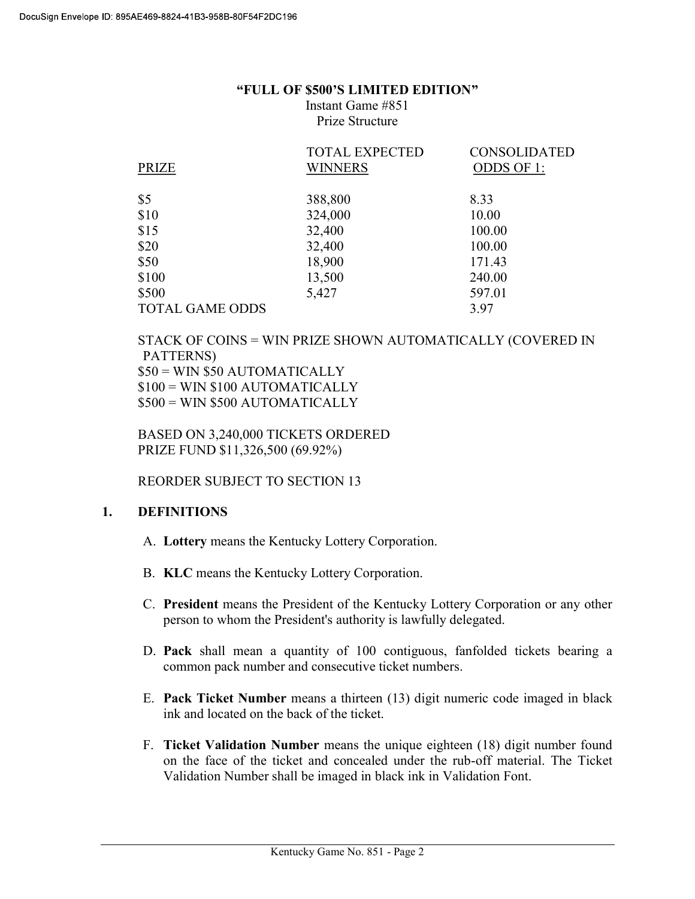**"FULL OF $500'S LIMITED EDITION"**

Instant Game #851

Prize Structure

| PRIZE | TOTAL EXPECTED WINNERS | CONSOLIDATED ODDS OF 1: |
|---|---|---|
| $5 | 388,800 | 8.33 |
| $10 | 324,000 | 10.00 |
| $15 | 32,400 | 100.00 |
| $20 | 32,400 | 100.00 |
| $50 | 18,900 | 171.43 |
| $100 | 13,500 | 240.00 |
| $500 | 5,427 | 597.01 |
| TOTAL GAME ODDS | | 3.97 |

STACK OF COINS = WIN PRIZE SHOWN AUTOMATICALLY (COVERED IN PATTERNS)
$50 = WIN $50 AUTOMATICALLY
$100 = WIN $100 AUTOMATICALLY
$500 = WIN $500 AUTOMATICALLY

BASED ON 3,240,000 TICKETS ORDERED
PRIZE FUND $11,326,500 (69.92%)

REORDER SUBJECT TO SECTION 13

## 1. DEFINITIONS

A. **Lottery** means the Kentucky Lottery Corporation.

B. **KLC** means the Kentucky Lottery Corporation.

C. **President** means the President of the Kentucky Lottery Corporation or any other person to whom the President's authority is lawfully delegated.

D. **Pack** shall mean a quantity of 100 contiguous, fanfolded tickets bearing a common pack number and consecutive ticket numbers.

E. **Pack Ticket Number** means a thirteen (13) digit numeric code imaged in black ink and located on the back of the ticket.

F. **Ticket Validation Number** means the unique eighteen (18) digit number found on the face of the ticket and concealed under the rub-off material. The Ticket Validation Number shall be imaged in black ink in Validation Font.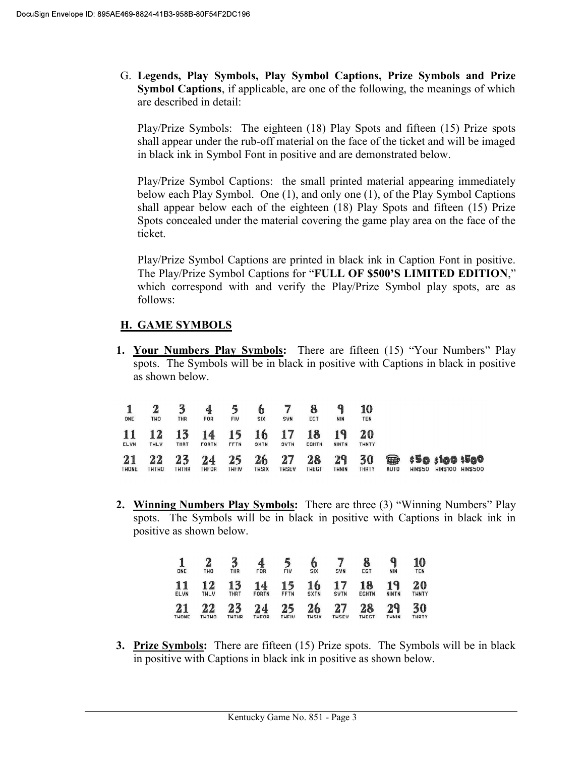G. **Legends, Play Symbols, Play Symbol Captions, Prize Symbols and Prize Symbol Captions**, if applicable, are one of the following, the meanings of which are described in detail:

Play/Prize Symbols: The eighteen (18) Play Spots and fifteen (15) Prize spots shall appear under the rub-off material on the face of the ticket and will be imaged in black ink in Symbol Font in positive and are demonstrated below.

Play/Prize Symbol Captions: the small printed material appearing immediately below each Play Symbol. One (1), and only one (1), of the Play Symbol Captions shall appear below each of the eighteen (18) Play Spots and fifteen (15) Prize Spots concealed under the material covering the game play area on the face of the ticket.

Play/Prize Symbol Captions are printed in black ink in Caption Font in positive. The Play/Prize Symbol Captions for "**FULL OF $500'S LIMITED EDITION**," which correspond with and verify the Play/Prize Symbol play spots, are as follows:

## H. GAME SYMBOLS

1. **Your Numbers Play Symbols:** There are fifteen (15) "Your Numbers" Play spots. The Symbols will be in black in positive with Captions in black in positive as shown below.

| | | | | | | | | | | | | | |
|---|---|---|---|---|---|---|---|---|---|---|---|---|---|
| 1 ONE | 2 TWO | 3 THR | 4 FOR | 5 FIV | 6 SIX | 7 SVN | 8 EGT | 9 NIN | 10 TEN | | | | |
| 11 ELVN | 12 TWLV | 13 THRT | 14 FORTN | 15 FFTN | 16 SXTN | 17 SVTN | 18 EGHTN | 19 NINTN | 20 TWNTY | | | | |
| 21 TWONE | 22 TWTWO | 23 TWTHR | 24 TWFOR | 25 TWFIV | 26 TWSIX | 27 TWSEV | 28 TWEGT | 29 TWNIN | 30 THRTY | AUTO | $50 WIN$50 | $100 WIN$100 | $500 WIN$500 |

2. **Winning Numbers Play Symbols:** There are three (3) "Winning Numbers" Play spots. The Symbols will be in black in positive with Captions in black ink in positive as shown below.

| | | | | | | | | | |
|---|---|---|---|---|---|---|---|---|---|
| 1 ONE | 2 TWO | 3 THR | 4 FOR | 5 FIV | 6 SIX | 7 SVN | 8 EGT | 9 NIN | 10 TEN |
| 11 ELVN | 12 TWLV | 13 THRT | 14 FORTN | 15 FFTN | 16 SXTN | 17 SVTN | 18 EGHTN | 19 NINTN | 20 TWNTY |
| 21 TWONE | 22 TWTWO | 23 TWTHR | 24 TWFOR | 25 TWFIV | 26 TWSIX | 27 TWSEV | 28 TWEGT | 29 TWNIN | 30 THRTY |

3. **Prize Symbols:** There are fifteen (15) Prize spots. The Symbols will be in black in positive with Captions in black ink in positive as shown below.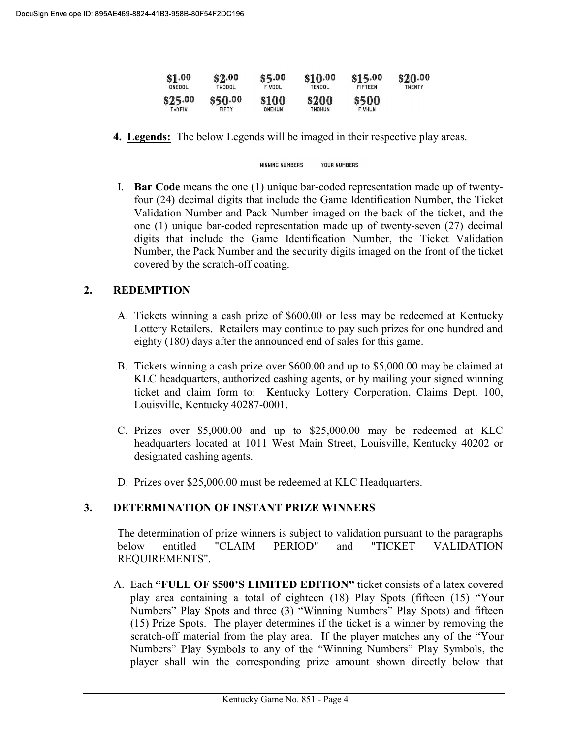| | | | | | |
|---|---|---|---|---|---|
| $1.00 ONEDOL | $2.00 TWODOL | $5.00 FIVDOL | $10.00 TENDOL | $15.00 FIFTEEN | $20.00 TWENTY |
| $25.00 TWYFIV | $50.00 FIFTY | $100 ONEHUN | $200 TWOHUN | $500 FIVHUN | |

4. **Legends:** The below Legends will be imaged in their respective play areas.

WINNING NUMBERS YOUR NUMBERS

I. **Bar Code** means the one (1) unique bar-coded representation made up of twenty-four (24) decimal digits that include the Game Identification Number, the Ticket Validation Number and Pack Number imaged on the back of the ticket, and the one (1) unique bar-coded representation made up of twenty-seven (27) decimal digits that include the Game Identification Number, the Ticket Validation Number, the Pack Number and the security digits imaged on the front of the ticket covered by the scratch-off coating.

## 2. REDEMPTION

A. Tickets winning a cash prize of $600.00 or less may be redeemed at Kentucky Lottery Retailers. Retailers may continue to pay such prizes for one hundred and eighty (180) days after the announced end of sales for this game.

B. Tickets winning a cash prize over $600.00 and up to $5,000.00 may be claimed at KLC headquarters, authorized cashing agents, or by mailing your signed winning ticket and claim form to: Kentucky Lottery Corporation, Claims Dept. 100, Louisville, Kentucky 40287-0001.

C. Prizes over $5,000.00 and up to $25,000.00 may be redeemed at KLC headquarters located at 1011 West Main Street, Louisville, Kentucky 40202 or designated cashing agents.

D. Prizes over $25,000.00 must be redeemed at KLC Headquarters.

## 3. DETERMINATION OF INSTANT PRIZE WINNERS

The determination of prize winners is subject to validation pursuant to the paragraphs below entitled "CLAIM PERIOD" and "TICKET VALIDATION REQUIREMENTS".

A. Each **"FULL OF $500'S LIMITED EDITION"** ticket consists of a latex covered play area containing a total of eighteen (18) Play Spots (fifteen (15) "Your Numbers" Play Spots and three (3) "Winning Numbers" Play Spots) and fifteen (15) Prize Spots. The player determines if the ticket is a winner by removing the scratch-off material from the play area. If the player matches any of the "Your Numbers" Play Symbols to any of the "Winning Numbers" Play Symbols, the player shall win the corresponding prize amount shown directly below that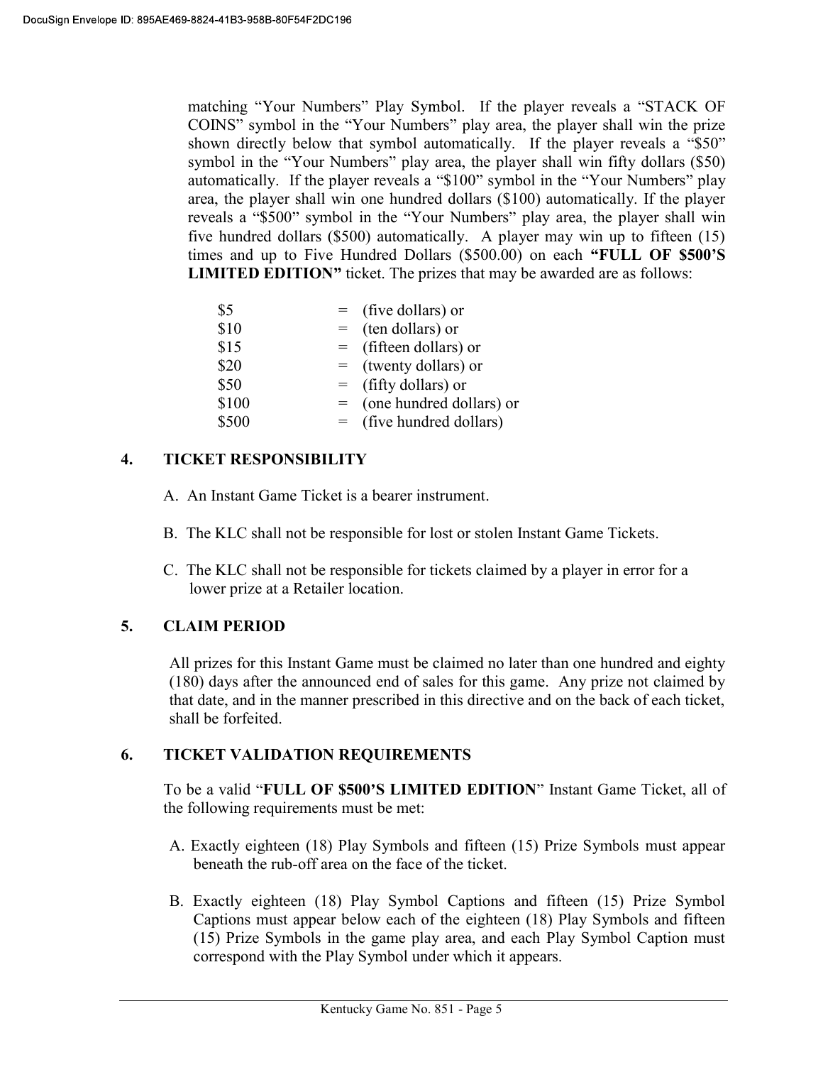matching "Your Numbers" Play Symbol. If the player reveals a "STACK OF COINS" symbol in the "Your Numbers" play area, the player shall win the prize shown directly below that symbol automatically. If the player reveals a "$50" symbol in the "Your Numbers" play area, the player shall win fifty dollars ($50) automatically. If the player reveals a "$100" symbol in the "Your Numbers" play area, the player shall win one hundred dollars ($100) automatically. If the player reveals a "$500" symbol in the "Your Numbers" play area, the player shall win five hundred dollars ($500) automatically. A player may win up to fifteen (15) times and up to Five Hundred Dollars ($500.00) on each **"FULL OF $500'S LIMITED EDITION"** ticket. The prizes that may be awarded are as follows:

| | | |
|---|---|---|
| $5 | = | (five dollars) or |
| $10 | = | (ten dollars) or |
| $15 | = | (fifteen dollars) or |
| $20 | = | (twenty dollars) or |
| $50 | = | (fifty dollars) or |
| $100 | = | (one hundred dollars) or |
| $500 | = | (five hundred dollars) |

## 4. TICKET RESPONSIBILITY

A. An Instant Game Ticket is a bearer instrument.

B. The KLC shall not be responsible for lost or stolen Instant Game Tickets.

C. The KLC shall not be responsible for tickets claimed by a player in error for a lower prize at a Retailer location.

## 5. CLAIM PERIOD

All prizes for this Instant Game must be claimed no later than one hundred and eighty (180) days after the announced end of sales for this game. Any prize not claimed by that date, and in the manner prescribed in this directive and on the back of each ticket, shall be forfeited.

## 6. TICKET VALIDATION REQUIREMENTS

To be a valid "**FULL OF $500'S LIMITED EDITION**" Instant Game Ticket, all of the following requirements must be met:

A. Exactly eighteen (18) Play Symbols and fifteen (15) Prize Symbols must appear beneath the rub-off area on the face of the ticket.

B. Exactly eighteen (18) Play Symbol Captions and fifteen (15) Prize Symbol Captions must appear below each of the eighteen (18) Play Symbols and fifteen (15) Prize Symbols in the game play area, and each Play Symbol Caption must correspond with the Play Symbol under which it appears.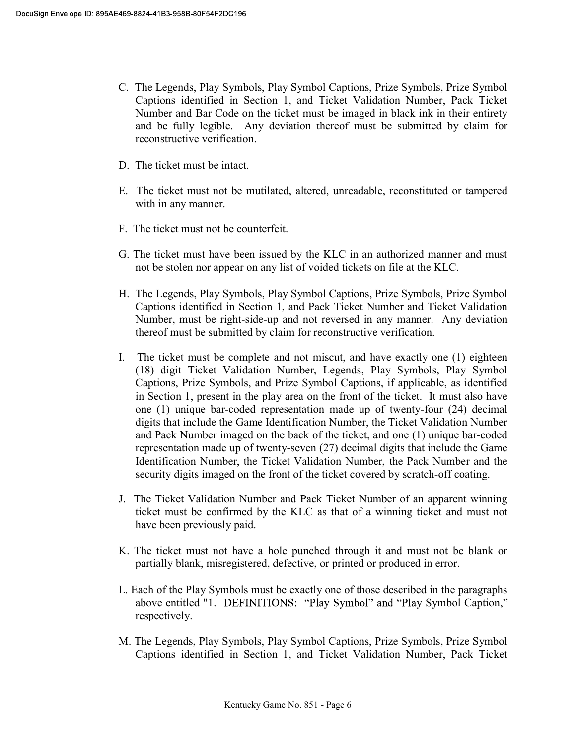C. The Legends, Play Symbols, Play Symbol Captions, Prize Symbols, Prize Symbol Captions identified in Section 1, and Ticket Validation Number, Pack Ticket Number and Bar Code on the ticket must be imaged in black ink in their entirety and be fully legible. Any deviation thereof must be submitted by claim for reconstructive verification.

D. The ticket must be intact.

E. The ticket must not be mutilated, altered, unreadable, reconstituted or tampered with in any manner.

F. The ticket must not be counterfeit.

G. The ticket must have been issued by the KLC in an authorized manner and must not be stolen nor appear on any list of voided tickets on file at the KLC.

H. The Legends, Play Symbols, Play Symbol Captions, Prize Symbols, Prize Symbol Captions identified in Section 1, and Pack Ticket Number and Ticket Validation Number, must be right-side-up and not reversed in any manner. Any deviation thereof must be submitted by claim for reconstructive verification.

I. The ticket must be complete and not miscut, and have exactly one (1) eighteen (18) digit Ticket Validation Number, Legends, Play Symbols, Play Symbol Captions, Prize Symbols, and Prize Symbol Captions, if applicable, as identified in Section 1, present in the play area on the front of the ticket. It must also have one (1) unique bar-coded representation made up of twenty-four (24) decimal digits that include the Game Identification Number, the Ticket Validation Number and Pack Number imaged on the back of the ticket, and one (1) unique bar-coded representation made up of twenty-seven (27) decimal digits that include the Game Identification Number, the Ticket Validation Number, the Pack Number and the security digits imaged on the front of the ticket covered by scratch-off coating.

J. The Ticket Validation Number and Pack Ticket Number of an apparent winning ticket must be confirmed by the KLC as that of a winning ticket and must not have been previously paid.

K. The ticket must not have a hole punched through it and must not be blank or partially blank, misregistered, defective, or printed or produced in error.

L. Each of the Play Symbols must be exactly one of those described in the paragraphs above entitled "1. DEFINITIONS: “Play Symbol” and “Play Symbol Caption,” respectively.

M. The Legends, Play Symbols, Play Symbol Captions, Prize Symbols, Prize Symbol Captions identified in Section 1, and Ticket Validation Number, Pack Ticket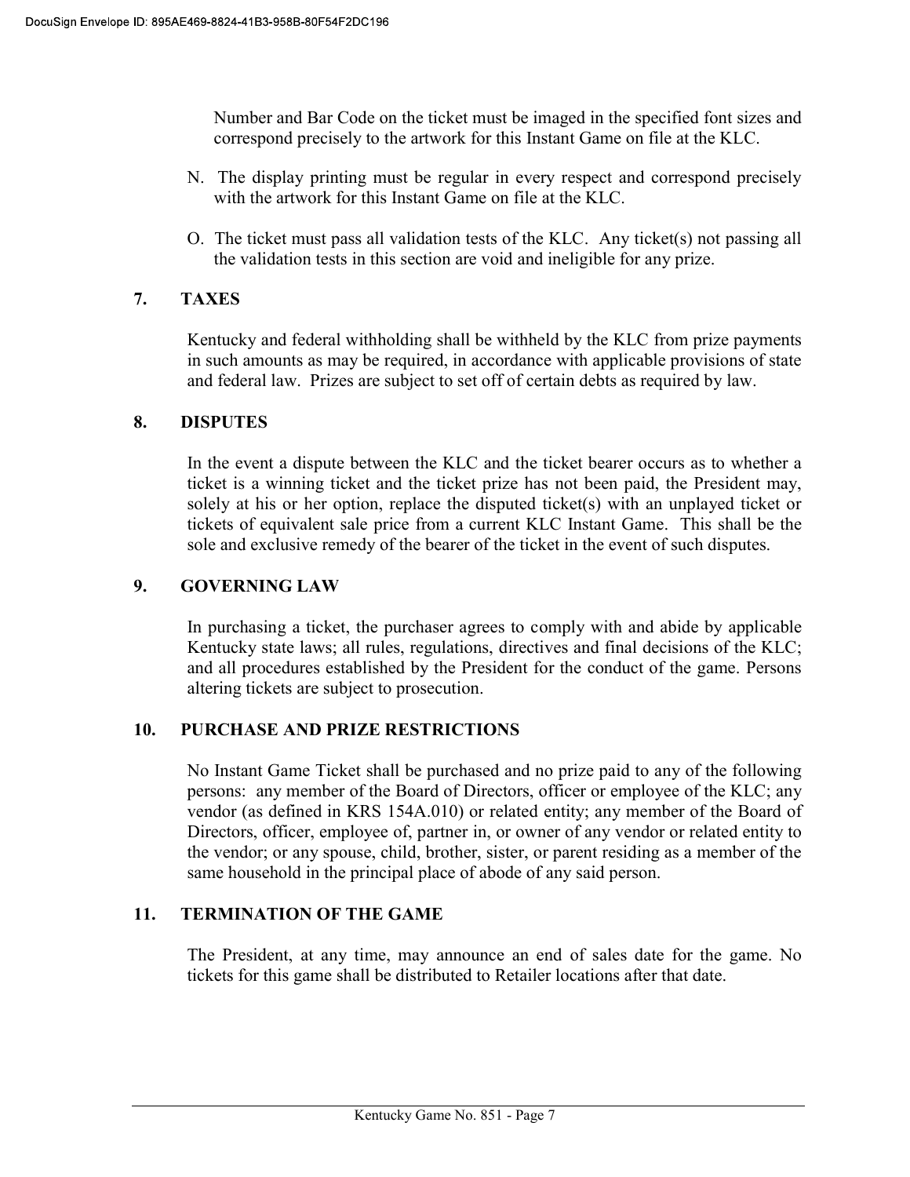Number and Bar Code on the ticket must be imaged in the specified font sizes and correspond precisely to the artwork for this Instant Game on file at the KLC.

N. The display printing must be regular in every respect and correspond precisely with the artwork for this Instant Game on file at the KLC.

O. The ticket must pass all validation tests of the KLC. Any ticket(s) not passing all the validation tests in this section are void and ineligible for any prize.

## 7. TAXES

Kentucky and federal withholding shall be withheld by the KLC from prize payments in such amounts as may be required, in accordance with applicable provisions of state and federal law. Prizes are subject to set off of certain debts as required by law.

## 8. DISPUTES

In the event a dispute between the KLC and the ticket bearer occurs as to whether a ticket is a winning ticket and the ticket prize has not been paid, the President may, solely at his or her option, replace the disputed ticket(s) with an unplayed ticket or tickets of equivalent sale price from a current KLC Instant Game. This shall be the sole and exclusive remedy of the bearer of the ticket in the event of such disputes.

## 9. GOVERNING LAW

In purchasing a ticket, the purchaser agrees to comply with and abide by applicable Kentucky state laws; all rules, regulations, directives and final decisions of the KLC; and all procedures established by the President for the conduct of the game. Persons altering tickets are subject to prosecution.

## 10. PURCHASE AND PRIZE RESTRICTIONS

No Instant Game Ticket shall be purchased and no prize paid to any of the following persons: any member of the Board of Directors, officer or employee of the KLC; any vendor (as defined in KRS 154A.010) or related entity; any member of the Board of Directors, officer, employee of, partner in, or owner of any vendor or related entity to the vendor; or any spouse, child, brother, sister, or parent residing as a member of the same household in the principal place of abode of any said person.

## 11. TERMINATION OF THE GAME

The President, at any time, may announce an end of sales date for the game. No tickets for this game shall be distributed to Retailer locations after that date.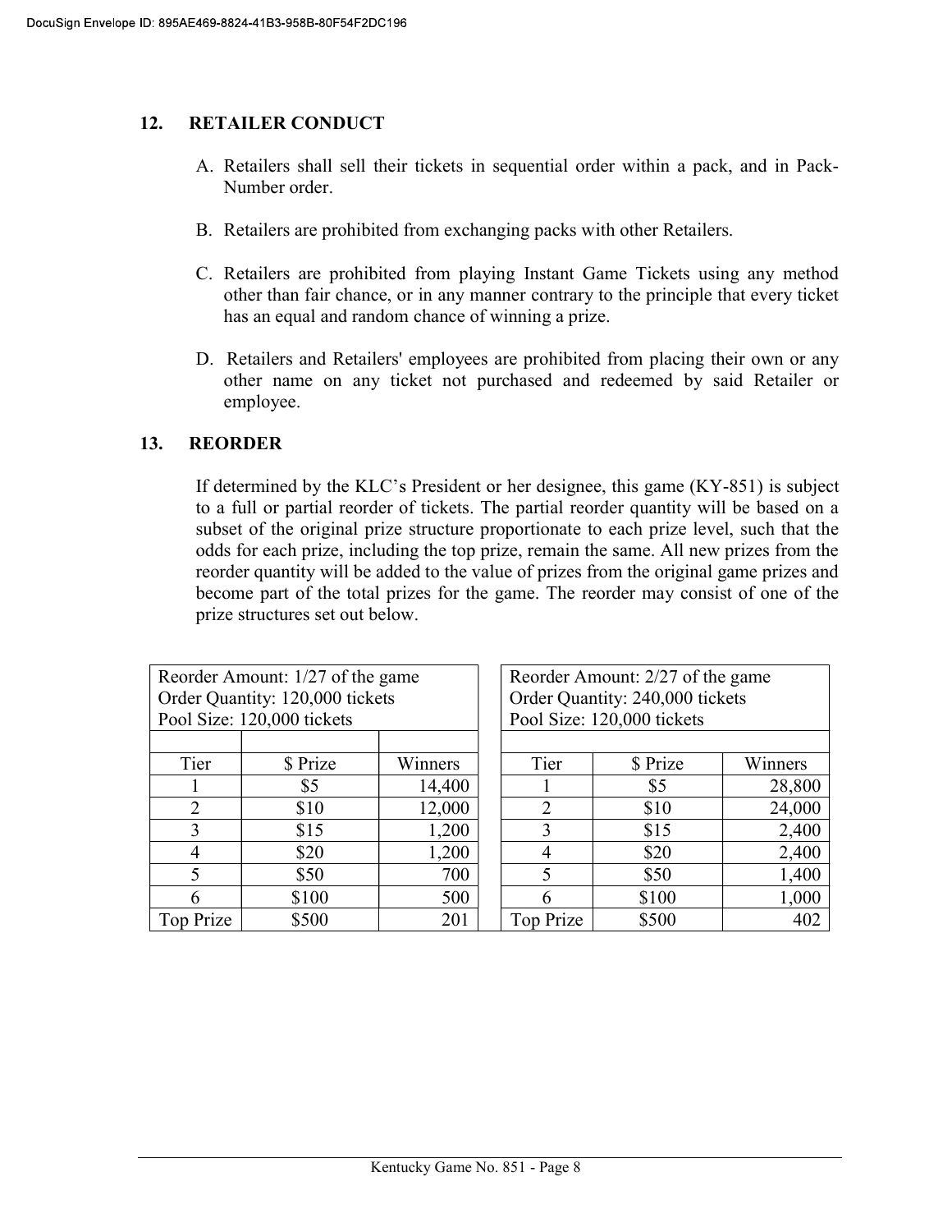## 12. RETAILER CONDUCT

A. Retailers shall sell their tickets in sequential order within a pack, and in Pack-Number order.

B. Retailers are prohibited from exchanging packs with other Retailers.

C. Retailers are prohibited from playing Instant Game Tickets using any method other than fair chance, or in any manner contrary to the principle that every ticket has an equal and random chance of winning a prize.

D. Retailers and Retailers' employees are prohibited from placing their own or any other name on any ticket not purchased and redeemed by said Retailer or employee.

## 13. REORDER

If determined by the KLC's President or her designee, this game (KY-851) is subject to a full or partial reorder of tickets. The partial reorder quantity will be based on a subset of the original prize structure proportionate to each prize level, such that the odds for each prize, including the top prize, remain the same. All new prizes from the reorder quantity will be added to the value of prizes from the original game prizes and become part of the total prizes for the game. The reorder may consist of one of the prize structures set out below.

| Reorder Amount: 1/27 of the game<br>Order Quantity: 120,000 tickets<br>Pool Size: 120,000 tickets | | |
|---|---|---|
| | | |
| Tier | $ Prize | Winners |
| 1 | $5 | 14,400 |
| 2 | $10 | 12,000 |
| 3 | $15 | 1,200 |
| 4 | $20 | 1,200 |
| 5 | $50 | 700 |
| 6 | $100 | 500 |
| Top Prize | $500 | 201 |

| Reorder Amount: 2/27 of the game<br>Order Quantity: 240,000 tickets<br>Pool Size: 120,000 tickets | | |
|---|---|---|
| | | |
| Tier | $ Prize | Winners |
| 1 | $5 | 28,800 |
| 2 | $10 | 24,000 |
| 3 | $15 | 2,400 |
| 4 | $20 | 2,400 |
| 5 | $50 | 1,400 |
| 6 | $100 | 1,000 |
| Top Prize | $500 | 402 |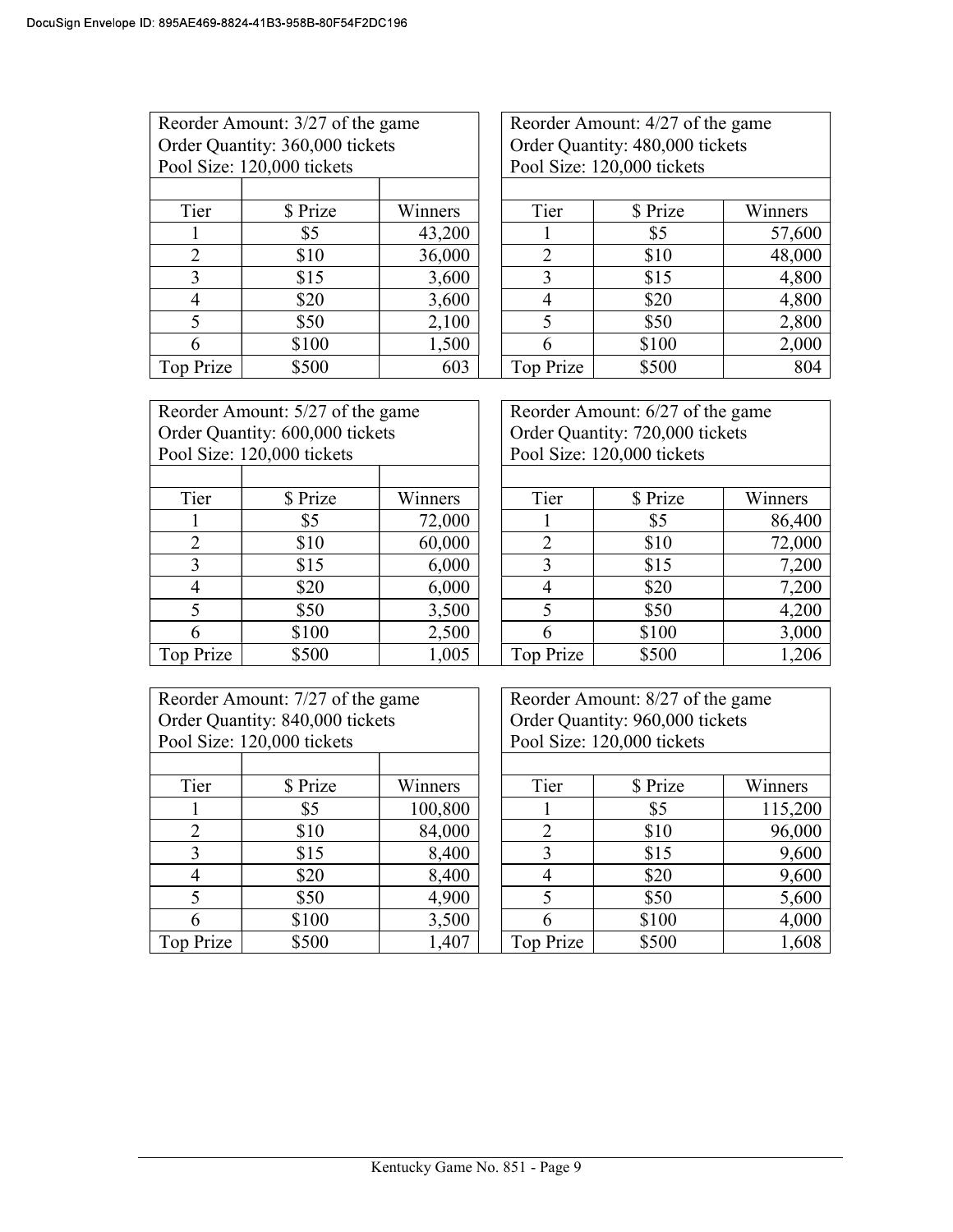Reorder Amount: 3/27 of the game
Order Quantity: 360,000 tickets
Pool Size: 120,000 tickets

| Tier | $ Prize | Winners |
|---|---|---|
| 1 | $5 | 43,200 |
| 2 | $10 | 36,000 |
| 3 | $15 | 3,600 |
| 4 | $20 | 3,600 |
| 5 | $50 | 2,100 |
| 6 | $100 | 1,500 |
| Top Prize | $500 | 603 |

Reorder Amount: 4/27 of the game
Order Quantity: 480,000 tickets
Pool Size: 120,000 tickets

| Tier | $ Prize | Winners |
|---|---|---|
| 1 | $5 | 57,600 |
| 2 | $10 | 48,000 |
| 3 | $15 | 4,800 |
| 4 | $20 | 4,800 |
| 5 | $50 | 2,800 |
| 6 | $100 | 2,000 |
| Top Prize | $500 | 804 |

Reorder Amount: 5/27 of the game
Order Quantity: 600,000 tickets
Pool Size: 120,000 tickets

| Tier | $ Prize | Winners |
|---|---|---|
| 1 | $5 | 72,000 |
| 2 | $10 | 60,000 |
| 3 | $15 | 6,000 |
| 4 | $20 | 6,000 |
| 5 | $50 | 3,500 |
| 6 | $100 | 2,500 |
| Top Prize | $500 | 1,005 |

Reorder Amount: 6/27 of the game
Order Quantity: 720,000 tickets
Pool Size: 120,000 tickets

| Tier | $ Prize | Winners |
|---|---|---|
| 1 | $5 | 86,400 |
| 2 | $10 | 72,000 |
| 3 | $15 | 7,200 |
| 4 | $20 | 7,200 |
| 5 | $50 | 4,200 |
| 6 | $100 | 3,000 |
| Top Prize | $500 | 1,206 |

Reorder Amount: 7/27 of the game
Order Quantity: 840,000 tickets
Pool Size: 120,000 tickets

| Tier | $ Prize | Winners |
|---|---|---|
| 1 | $5 | 100,800 |
| 2 | $10 | 84,000 |
| 3 | $15 | 8,400 |
| 4 | $20 | 8,400 |
| 5 | $50 | 4,900 |
| 6 | $100 | 3,500 |
| Top Prize | $500 | 1,407 |

Reorder Amount: 8/27 of the game
Order Quantity: 960,000 tickets
Pool Size: 120,000 tickets

| Tier | $ Prize | Winners |
|---|---|---|
| 1 | $5 | 115,200 |
| 2 | $10 | 96,000 |
| 3 | $15 | 9,600 |
| 4 | $20 | 9,600 |
| 5 | $50 | 5,600 |
| 6 | $100 | 4,000 |
| Top Prize | $500 | 1,608 |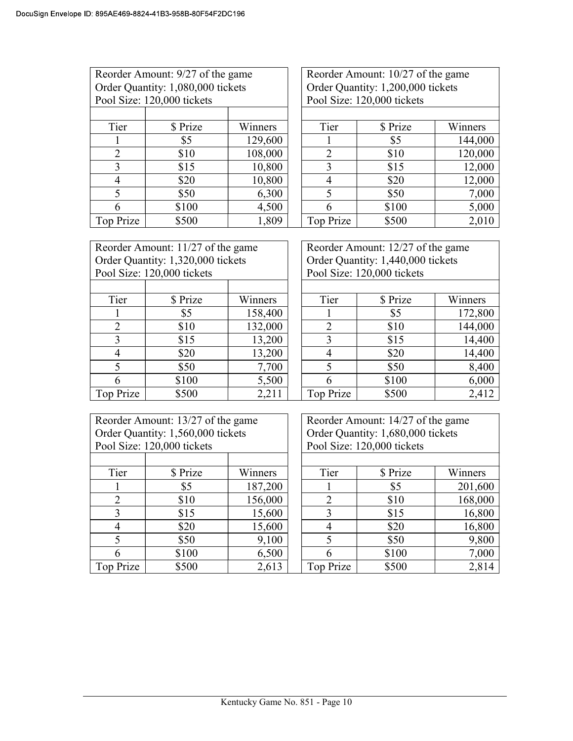Reorder Amount: 9/27 of the game
Order Quantity: 1,080,000 tickets
Pool Size: 120,000 tickets

| Tier | $ Prize | Winners |
|---|---|---|
| 1 | $5 | 129,600 |
| 2 | $10 | 108,000 |
| 3 | $15 | 10,800 |
| 4 | $20 | 10,800 |
| 5 | $50 | 6,300 |
| 6 | $100 | 4,500 |
| Top Prize | $500 | 1,809 |

Reorder Amount: 10/27 of the game
Order Quantity: 1,200,000 tickets
Pool Size: 120,000 tickets

| Tier | $ Prize | Winners |
|---|---|---|
| 1 | $5 | 144,000 |
| 2 | $10 | 120,000 |
| 3 | $15 | 12,000 |
| 4 | $20 | 12,000 |
| 5 | $50 | 7,000 |
| 6 | $100 | 5,000 |
| Top Prize | $500 | 2,010 |

Reorder Amount: 11/27 of the game
Order Quantity: 1,320,000 tickets
Pool Size: 120,000 tickets

| Tier | $ Prize | Winners |
|---|---|---|
| 1 | $5 | 158,400 |
| 2 | $10 | 132,000 |
| 3 | $15 | 13,200 |
| 4 | $20 | 13,200 |
| 5 | $50 | 7,700 |
| 6 | $100 | 5,500 |
| Top Prize | $500 | 2,211 |

Reorder Amount: 12/27 of the game
Order Quantity: 1,440,000 tickets
Pool Size: 120,000 tickets

| Tier | $ Prize | Winners |
|---|---|---|
| 1 | $5 | 172,800 |
| 2 | $10 | 144,000 |
| 3 | $15 | 14,400 |
| 4 | $20 | 14,400 |
| 5 | $50 | 8,400 |
| 6 | $100 | 6,000 |
| Top Prize | $500 | 2,412 |

Reorder Amount: 13/27 of the game
Order Quantity: 1,560,000 tickets
Pool Size: 120,000 tickets

| Tier | $ Prize | Winners |
|---|---|---|
| 1 | $5 | 187,200 |
| 2 | $10 | 156,000 |
| 3 | $15 | 15,600 |
| 4 | $20 | 15,600 |
| 5 | $50 | 9,100 |
| 6 | $100 | 6,500 |
| Top Prize | $500 | 2,613 |

Reorder Amount: 14/27 of the game
Order Quantity: 1,680,000 tickets
Pool Size: 120,000 tickets

| Tier | $ Prize | Winners |
|---|---|---|
| 1 | $5 | 201,600 |
| 2 | $10 | 168,000 |
| 3 | $15 | 16,800 |
| 4 | $20 | 16,800 |
| 5 | $50 | 9,800 |
| 6 | $100 | 7,000 |
| Top Prize | $500 | 2,814 |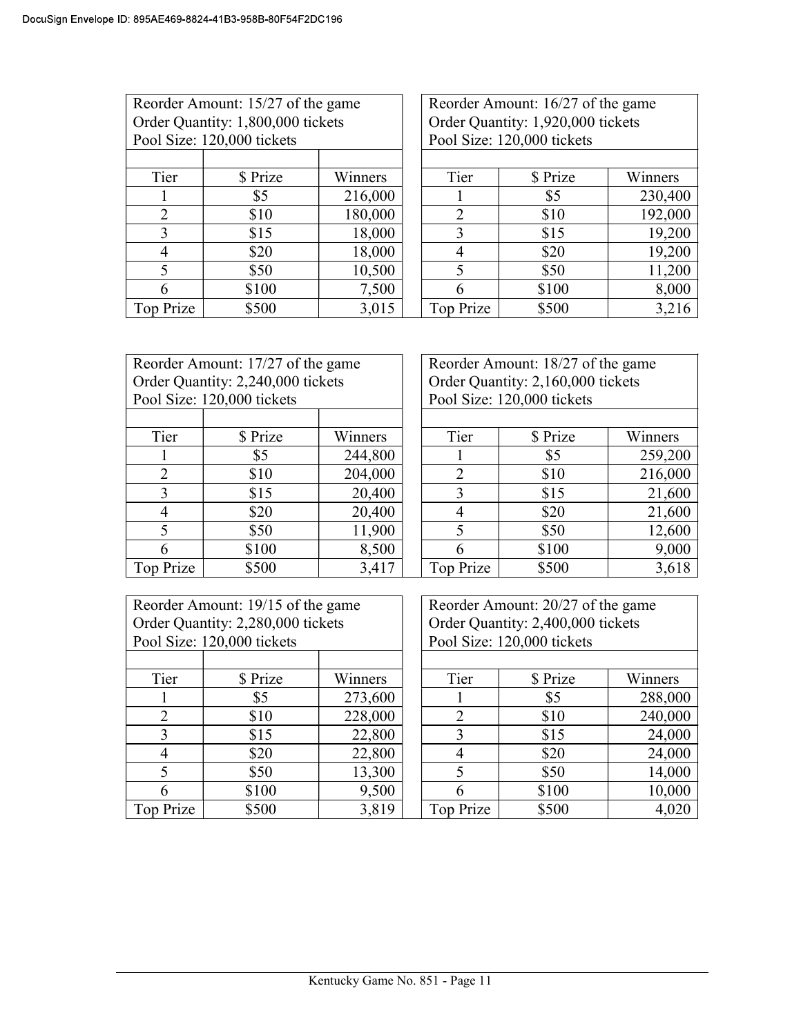| Reorder Amount: 15/27 of the game<br>Order Quantity: 1,800,000 tickets<br>Pool Size: 120,000 tickets | | |
|---|---|---|
| Tier | $ Prize | Winners |
| 1 | $5 | 216,000 |
| 2 | $10 | 180,000 |
| 3 | $15 | 18,000 |
| 4 | $20 | 18,000 |
| 5 | $50 | 10,500 |
| 6 | $100 | 7,500 |
| Top Prize | $500 | 3,015 |

| Reorder Amount: 16/27 of the game<br>Order Quantity: 1,920,000 tickets<br>Pool Size: 120,000 tickets | | |
|---|---|---|
| Tier | $ Prize | Winners |
| 1 | $5 | 230,400 |
| 2 | $10 | 192,000 |
| 3 | $15 | 19,200 |
| 4 | $20 | 19,200 |
| 5 | $50 | 11,200 |
| 6 | $100 | 8,000 |
| Top Prize | $500 | 3,216 |

| Reorder Amount: 17/27 of the game<br>Order Quantity: 2,240,000 tickets<br>Pool Size: 120,000 tickets | | |
|---|---|---|
| Tier | $ Prize | Winners |
| 1 | $5 | 244,800 |
| 2 | $10 | 204,000 |
| 3 | $15 | 20,400 |
| 4 | $20 | 20,400 |
| 5 | $50 | 11,900 |
| 6 | $100 | 8,500 |
| Top Prize | $500 | 3,417 |

| Reorder Amount: 18/27 of the game<br>Order Quantity: 2,160,000 tickets<br>Pool Size: 120,000 tickets | | |
|---|---|---|
| Tier | $ Prize | Winners |
| 1 | $5 | 259,200 |
| 2 | $10 | 216,000 |
| 3 | $15 | 21,600 |
| 4 | $20 | 21,600 |
| 5 | $50 | 12,600 |
| 6 | $100 | 9,000 |
| Top Prize | $500 | 3,618 |

| Reorder Amount: 19/15 of the game<br>Order Quantity: 2,280,000 tickets<br>Pool Size: 120,000 tickets | | |
|---|---|---|
| Tier | $ Prize | Winners |
| 1 | $5 | 273,600 |
| 2 | $10 | 228,000 |
| 3 | $15 | 22,800 |
| 4 | $20 | 22,800 |
| 5 | $50 | 13,300 |
| 6 | $100 | 9,500 |
| Top Prize | $500 | 3,819 |

| Reorder Amount: 20/27 of the game<br>Order Quantity: 2,400,000 tickets<br>Pool Size: 120,000 tickets | | |
|---|---|---|
| Tier | $ Prize | Winners |
| 1 | $5 | 288,000 |
| 2 | $10 | 240,000 |
| 3 | $15 | 24,000 |
| 4 | $20 | 24,000 |
| 5 | $50 | 14,000 |
| 6 | $100 | 10,000 |
| Top Prize | $500 | 4,020 |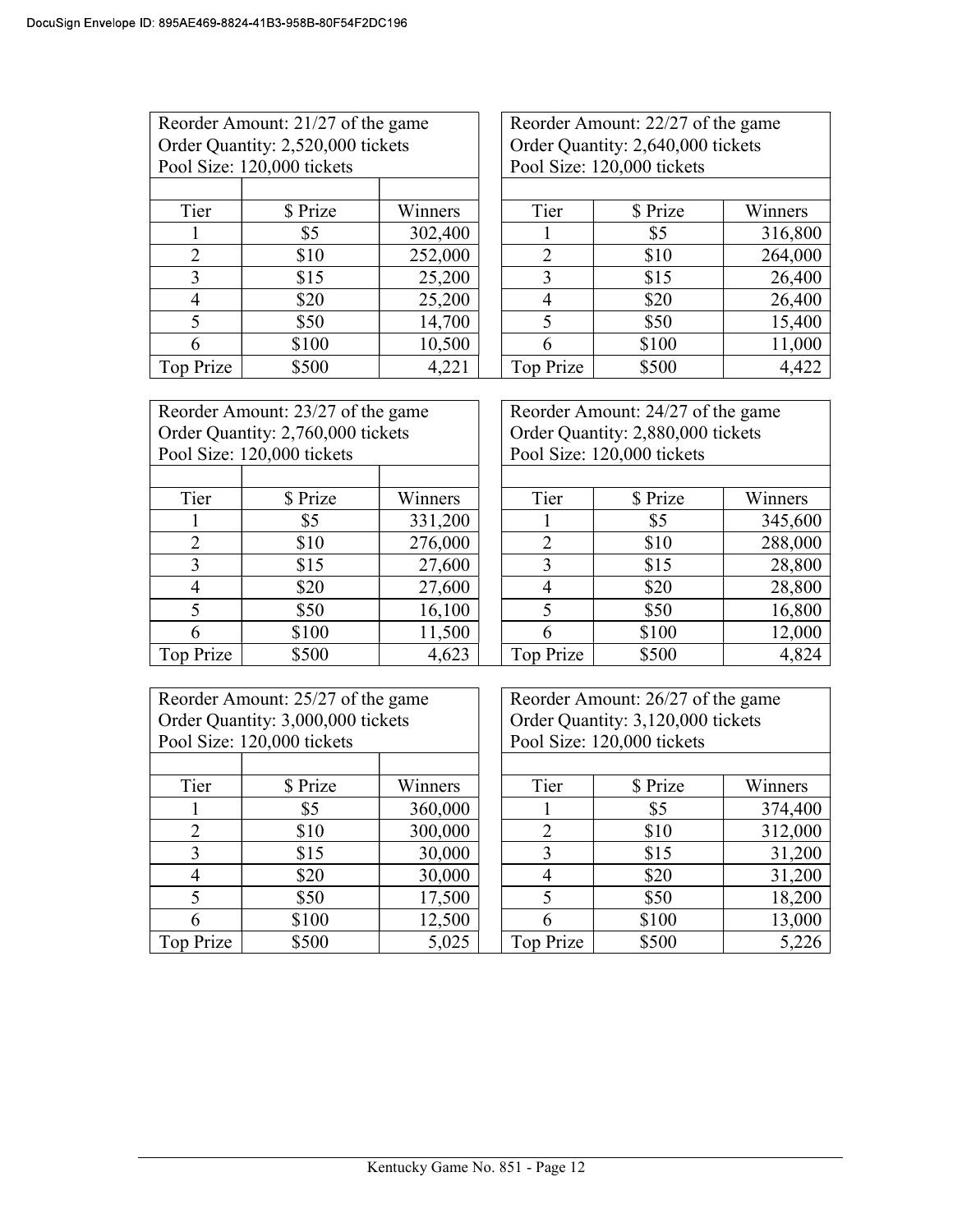| Reorder Amount: 21/27 of the game<br>Order Quantity: 2,520,000 tickets<br>Pool Size: 120,000 tickets | | |
|---|---|---|
| | | |
| Tier | $ Prize | Winners |
| 1 | $5 | 302,400 |
| 2 | $10 | 252,000 |
| 3 | $15 | 25,200 |
| 4 | $20 | 25,200 |
| 5 | $50 | 14,700 |
| 6 | $100 | 10,500 |
| Top Prize | $500 | 4,221 |

| Reorder Amount: 22/27 of the game<br>Order Quantity: 2,640,000 tickets<br>Pool Size: 120,000 tickets | | |
|---|---|---|
| | | |
| Tier | $ Prize | Winners |
| 1 | $5 | 316,800 |
| 2 | $10 | 264,000 |
| 3 | $15 | 26,400 |
| 4 | $20 | 26,400 |
| 5 | $50 | 15,400 |
| 6 | $100 | 11,000 |
| Top Prize | $500 | 4,422 |

| Reorder Amount: 23/27 of the game<br>Order Quantity: 2,760,000 tickets<br>Pool Size: 120,000 tickets | | |
|---|---|---|
| | | |
| Tier | $ Prize | Winners |
| 1 | $5 | 331,200 |
| 2 | $10 | 276,000 |
| 3 | $15 | 27,600 |
| 4 | $20 | 27,600 |
| 5 | $50 | 16,100 |
| 6 | $100 | 11,500 |
| Top Prize | $500 | 4,623 |

| Reorder Amount: 24/27 of the game<br>Order Quantity: 2,880,000 tickets<br>Pool Size: 120,000 tickets | | |
|---|---|---|
| | | |
| Tier | $ Prize | Winners |
| 1 | $5 | 345,600 |
| 2 | $10 | 288,000 |
| 3 | $15 | 28,800 |
| 4 | $20 | 28,800 |
| 5 | $50 | 16,800 |
| 6 | $100 | 12,000 |
| Top Prize | $500 | 4,824 |

| Reorder Amount: 25/27 of the game<br>Order Quantity: 3,000,000 tickets<br>Pool Size: 120,000 tickets | | |
|---|---|---|
| | | |
| Tier | $ Prize | Winners |
| 1 | $5 | 360,000 |
| 2 | $10 | 300,000 |
| 3 | $15 | 30,000 |
| 4 | $20 | 30,000 |
| 5 | $50 | 17,500 |
| 6 | $100 | 12,500 |
| Top Prize | $500 | 5,025 |

| Reorder Amount: 26/27 of the game<br>Order Quantity: 3,120,000 tickets<br>Pool Size: 120,000 tickets | | |
|---|---|---|
| | | |
| Tier | $ Prize | Winners |
| 1 | $5 | 374,400 |
| 2 | $10 | 312,000 |
| 3 | $15 | 31,200 |
| 4 | $20 | 31,200 |
| 5 | $50 | 18,200 |
| 6 | $100 | 13,000 |
| Top Prize | $500 | 5,226 |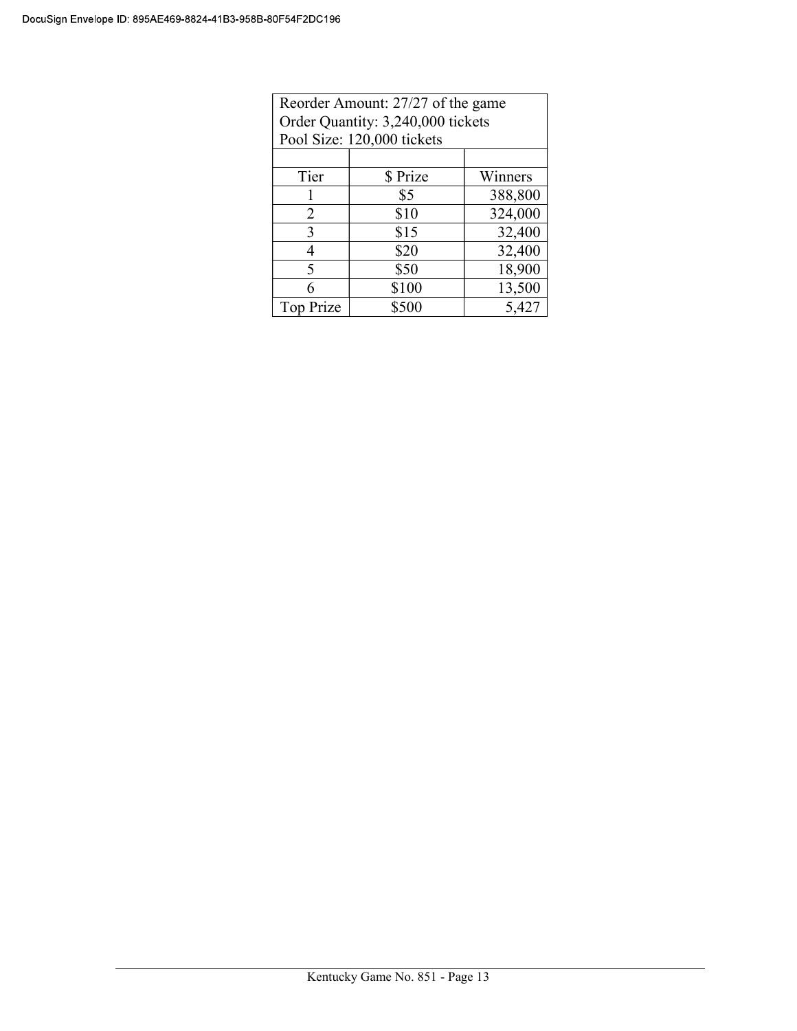Reorder Amount: 27/27 of the game
Order Quantity: 3,240,000 tickets
Pool Size: 120,000 tickets

| Tier | $ Prize | Winners |
|---|---|---|
| 1 | $5 | 388,800 |
| 2 | $10 | 324,000 |
| 3 | $15 | 32,400 |
| 4 | $20 | 32,400 |
| 5 | $50 | 18,900 |
| 6 | $100 | 13,500 |
| Top Prize | $500 | 5,427 |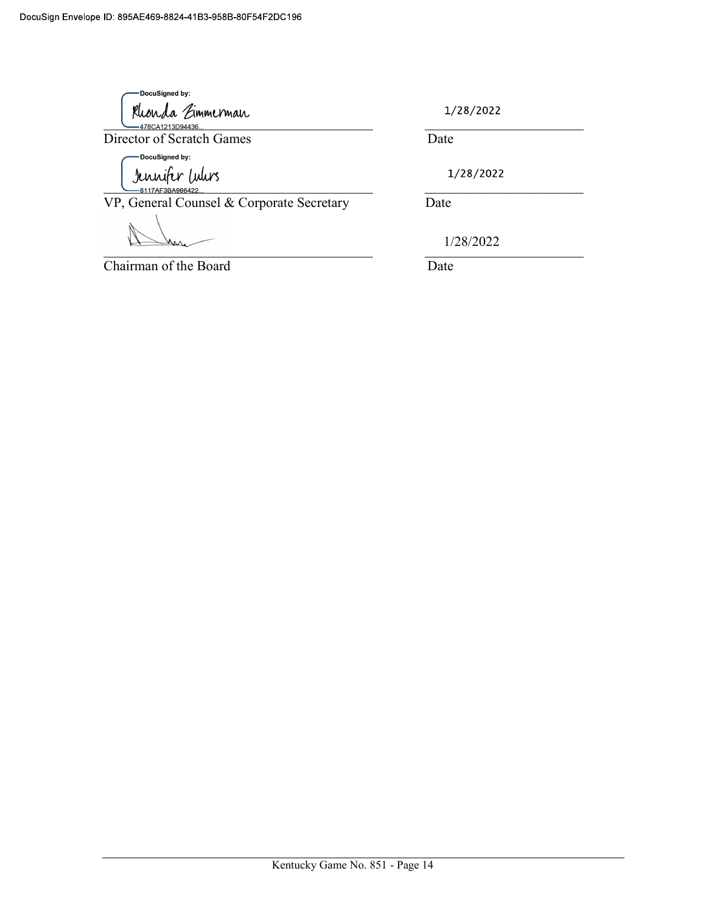DocuSign Envelope ID: 895AE469-8824-41B3-958B-80F54F2DC196

| | |
|---|---|
| DocuSigned by: Rhonda Zimmerman 478CA1213D94436... | 1/28/2022 |
| Director of Scratch Games | Date |
| DocuSigned by: Jennifer Lulirs 8117AF3BA996422... | 1/28/2022 |
| VP, General Counsel & Corporate Secretary | Date |
| | 1/28/2022 |
| Chairman of the Board | Date |